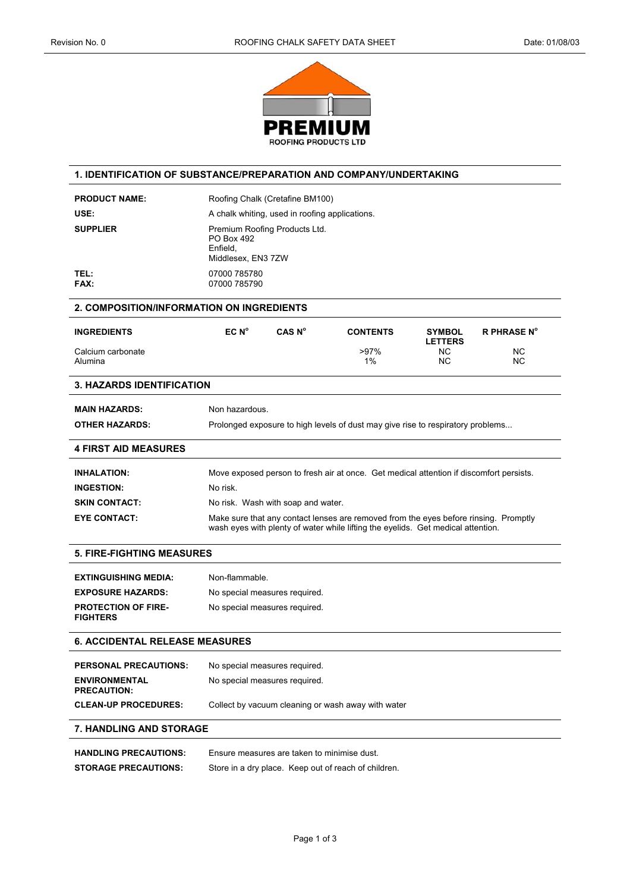PREMIUM
ROOFING PRODUCTS LTD

## 1. IDENTIFICATION OF SUBSTANCE/PREPARATION AND COMPANY/UNDERTAKING

| | |
|---|---|
| **PRODUCT NAME:** | Roofing Chalk (Cretafine BM100) |
| **USE:** | A chalk whiting, used in roofing applications. |
| **SUPPLIER** | Premium Roofing Products Ltd.<br>PO Box 492<br>Enfield,<br>Middlesex, EN3 7ZW |
| **TEL:**<br>**FAX:** | 07000 785780<br>07000 785790 |

## 2. COMPOSITION/INFORMATION ON INGREDIENTS

| INGREDIENTS | EC N° | CAS N° | CONTENTS | SYMBOL LETTERS | R PHRASE N° |
|---|---|---|---|---|---|
| Calcium carbonate | | | >97% | NC | NC |
| Alumina | | | 1% | NC | NC |

## 3. HAZARDS IDENTIFICATION

| | |
|---|---|
| **MAIN HAZARDS:** | Non hazardous. |
| **OTHER HAZARDS:** | Prolonged exposure to high levels of dust may give rise to respiratory problems... |

## 4 FIRST AID MEASURES

| | |
|---|---|
| **INHALATION:** | Move exposed person to fresh air at once. Get medical attention if discomfort persists. |
| **INGESTION:** | No risk. |
| **SKIN CONTACT:** | No risk. Wash with soap and water. |
| **EYE CONTACT:** | Make sure that any contact lenses are removed from the eyes before rinsing. Promptly wash eyes with plenty of water while lifting the eyelids. Get medical attention. |

## 5. FIRE-FIGHTING MEASURES

| | |
|---|---|
| **EXTINGUISHING MEDIA:** | Non-flammable. |
| **EXPOSURE HAZARDS:** | No special measures required. |
| **PROTECTION OF FIRE-FIGHTERS** | No special measures required. |

## 6. ACCIDENTAL RELEASE MEASURES

| | |
|---|---|
| **PERSONAL PRECAUTIONS:** | No special measures required. |
| **ENVIRONMENTAL PRECAUTION:** | No special measures required. |
| **CLEAN-UP PROCEDURES:** | Collect by vacuum cleaning or wash away with water |

## 7. HANDLING AND STORAGE

| | |
|---|---|
| **HANDLING PRECAUTIONS:** | Ensure measures are taken to minimise dust. |
| **STORAGE PRECAUTIONS:** | Store in a dry place. Keep out of reach of children. |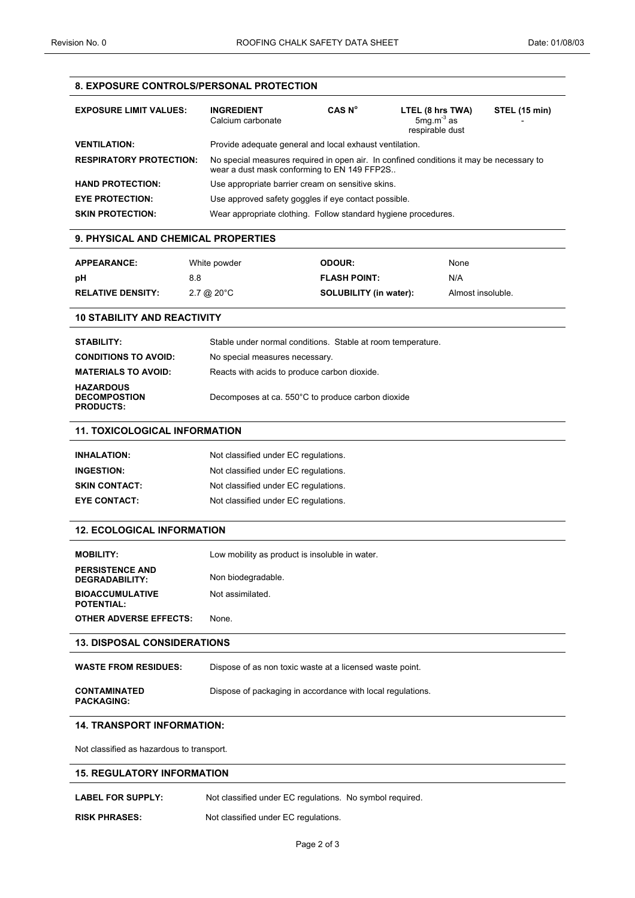## 8. EXPOSURE CONTROLS/PERSONAL PROTECTION

| EXPOSURE LIMIT VALUES: | INGREDIENT | CAS N° | LTEL (8 hrs TWA) | STEL (15 min) |
|---|---|---|---|---|
| | Calcium carbonate | | $5 mg.m^{-3}$ as respirable dust | - |

**VENTILATION:** Provide adequate general and local exhaust ventilation.

**RESPIRATORY PROTECTION:** No special measures required in open air. In confined conditions it may be necessary to wear a dust mask conforming to EN 149 FFP2S..

**HAND PROTECTION:** Use appropriate barrier cream on sensitive skins.

**EYE PROTECTION:** Use approved safety goggles if eye contact possible.

**SKIN PROTECTION:** Wear appropriate clothing. Follow standard hygiene procedures.

## 9. PHYSICAL AND CHEMICAL PROPERTIES

| | | | |
|---|---|---|---|
| **APPEARANCE:** | White powder | **ODOUR:** | None |
| **pH** | 8.8 | **FLASH POINT:** | N/A |
| **RELATIVE DENSITY:** | 2.7 @ 20°C | **SOLUBILITY (in water):** | Almost insoluble. |

## 10 STABILITY AND REACTIVITY

**STABILITY:** Stable under normal conditions. Stable at room temperature.

**CONDITIONS TO AVOID:** No special measures necessary.

**MATERIALS TO AVOID:** Reacts with acids to produce carbon dioxide.

**HAZARDOUS DECOMPOSTION PRODUCTS:** Decomposes at ca. 550°C to produce carbon dioxide

## 11. TOXICOLOGICAL INFORMATION

**INHALATION:** Not classified under EC regulations.

**INGESTION:** Not classified under EC regulations.

**SKIN CONTACT:** Not classified under EC regulations.

**EYE CONTACT:** Not classified under EC regulations.

## 12. ECOLOGICAL INFORMATION

**MOBILITY:** Low mobility as product is insoluble in water.

**PERSISTENCE AND DEGRADABILITY:** Non biodegradable.

**BIOACCUMULATIVE POTENTIAL:** Not assimilated.

**OTHER ADVERSE EFFECTS:** None.

## 13. DISPOSAL CONSIDERATIONS

**WASTE FROM RESIDUES:** Dispose of as non toxic waste at a licensed waste point.

**CONTAMINATED PACKAGING:** Dispose of packaging in accordance with local regulations.

## 14. TRANSPORT INFORMATION:

Not classified as hazardous to transport.

## 15. REGULATORY INFORMATION

**LABEL FOR SUPPLY:** Not classified under EC regulations. No symbol required.

**RISK PHRASES:** Not classified under EC regulations.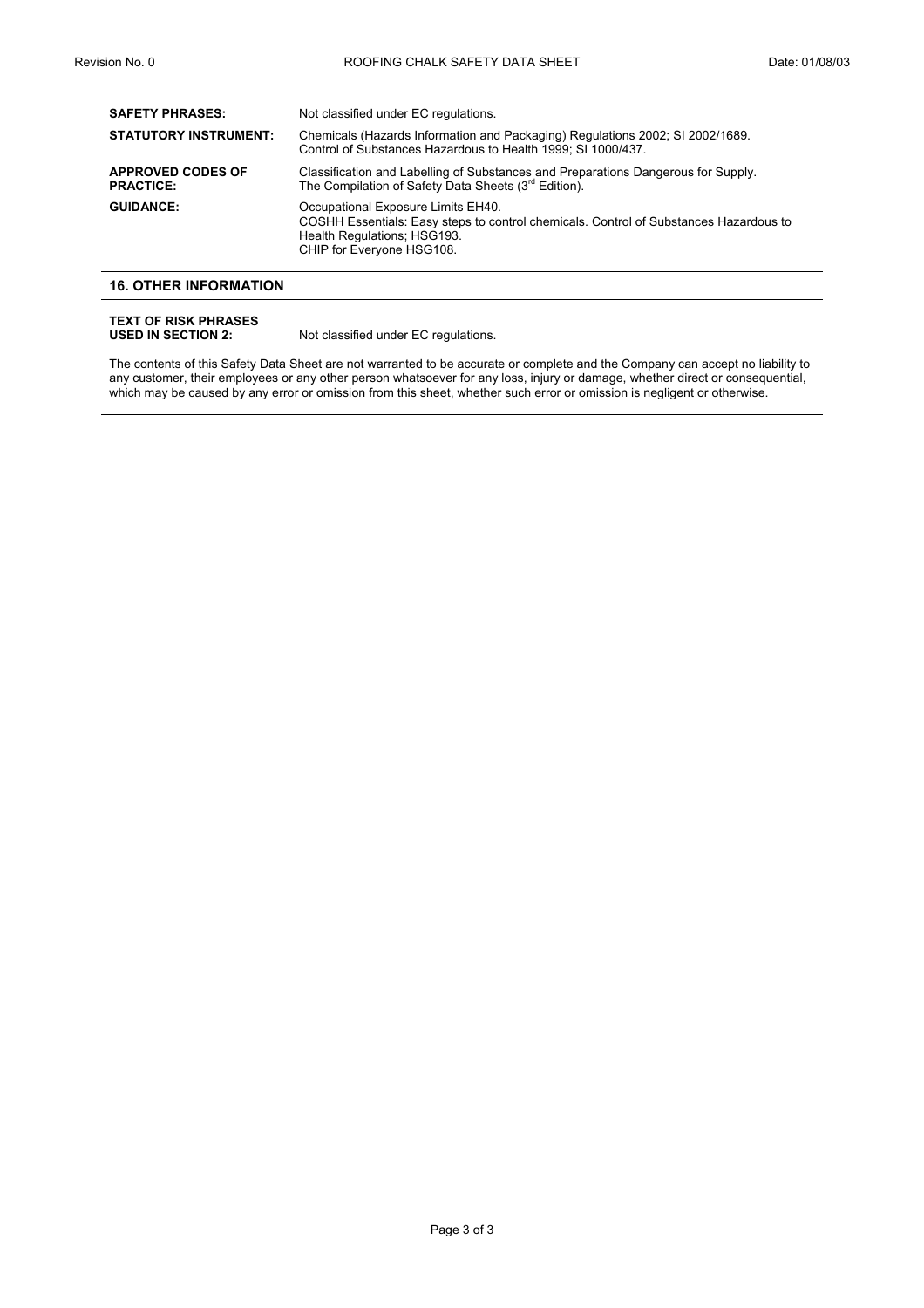| | |
|---|---|
| **SAFETY PHRASES:** | Not classified under EC regulations. |
| **STATUTORY INSTRUMENT:** | Chemicals (Hazards Information and Packaging) Regulations 2002; SI 2002/1689. Control of Substances Hazardous to Health 1999; SI 1000/437. |
| **APPROVED CODES OF PRACTICE:** | Classification and Labelling of Substances and Preparations Dangerous for Supply. The Compilation of Safety Data Sheets (3rd Edition). |
| **GUIDANCE:** | Occupational Exposure Limits EH40. COSHH Essentials: Easy steps to control chemicals. Control of Substances Hazardous to Health Regulations; HSG193. CHIP for Everyone HSG108. |

## 16. OTHER INFORMATION

**TEXT OF RISK PHRASES USED IN SECTION 2:** Not classified under EC regulations.

The contents of this Safety Data Sheet are not warranted to be accurate or complete and the Company can accept no liability to any customer, their employees or any other person whatsoever for any loss, injury or damage, whether direct or consequential, which may be caused by any error or omission from this sheet, whether such error or omission is negligent or otherwise.